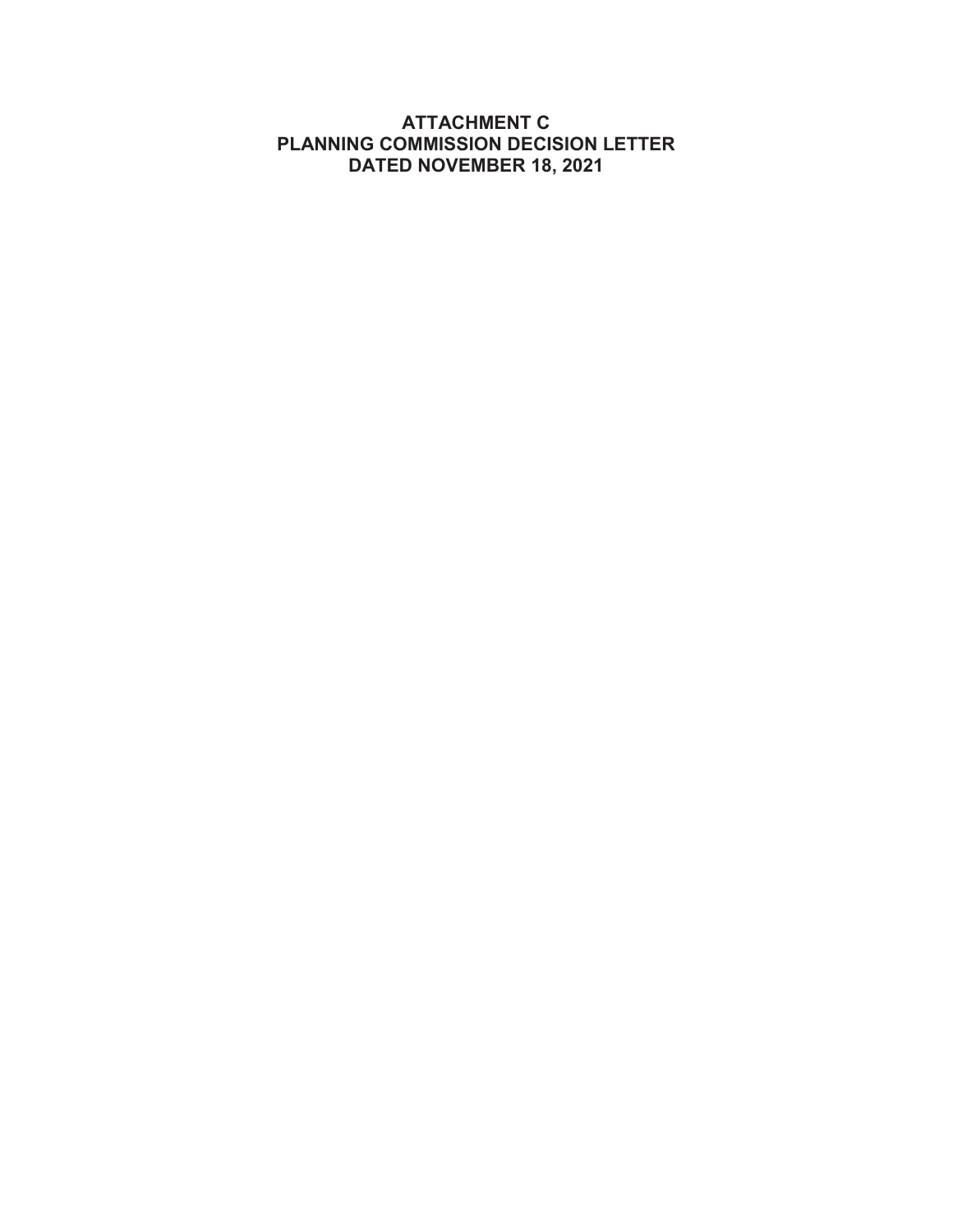# ATTACHMENT C
# PLANNING COMMISSION DECISION LETTER
# DATED NOVEMBER 18, 2021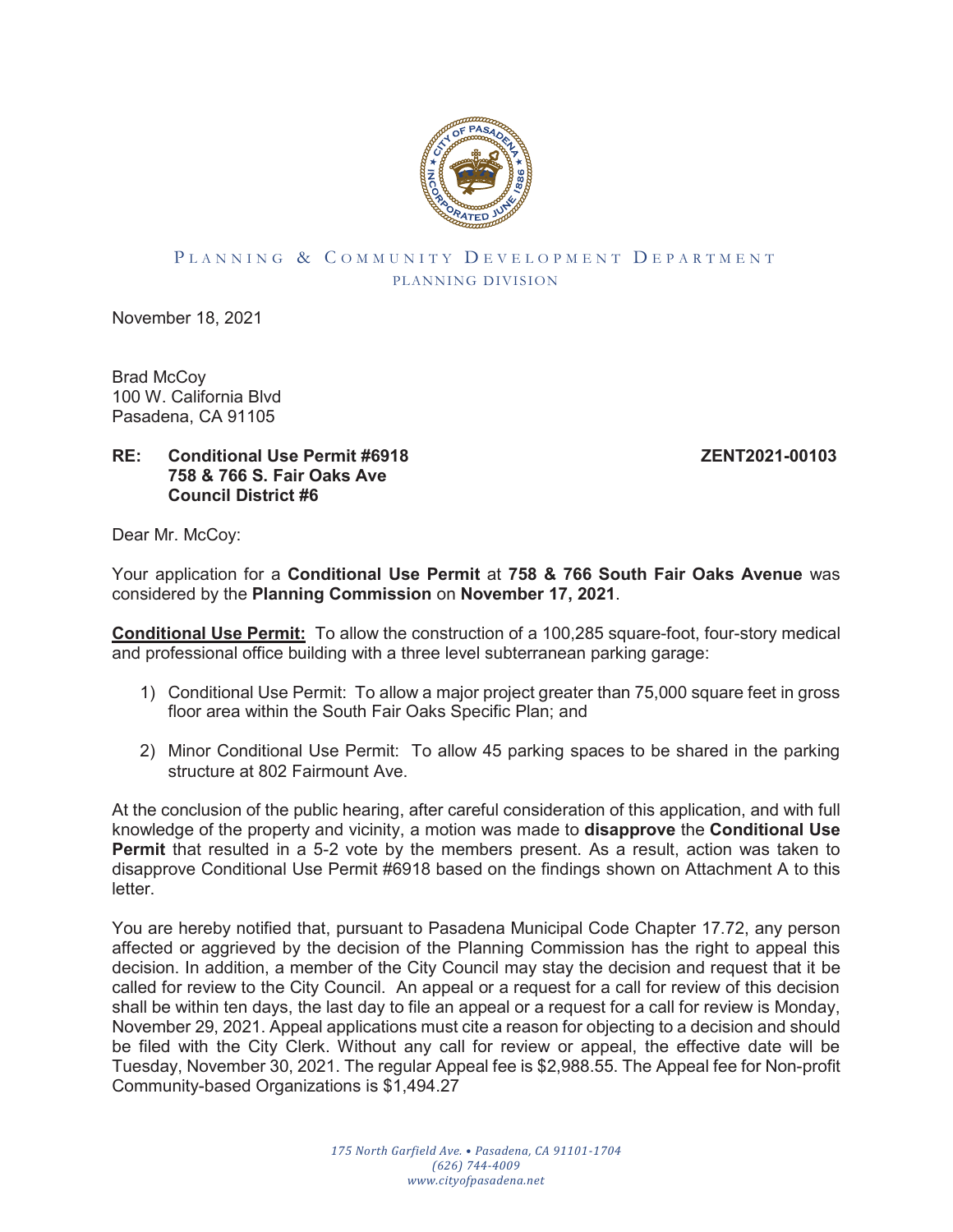PLANNING & COMMUNITY DEVELOPMENT DEPARTMENT
PLANNING DIVISION

November 18, 2021

Brad McCoy
100 W. California Blvd
Pasadena, CA 91105

**RE: Conditional Use Permit #6918** **ZENT2021-00103**
**758 & 766 S. Fair Oaks Ave**
**Council District #6**

Dear Mr. McCoy:

Your application for a **Conditional Use Permit** at **758 & 766 South Fair Oaks Avenue** was considered by the **Planning Commission** on **November 17, 2021**.

**Conditional Use Permit:** To allow the construction of a 100,285 square-foot, four-story medical and professional office building with a three level subterranean parking garage:

1) Conditional Use Permit: To allow a major project greater than 75,000 square feet in gross floor area within the South Fair Oaks Specific Plan; and

2) Minor Conditional Use Permit: To allow 45 parking spaces to be shared in the parking structure at 802 Fairmount Ave.

At the conclusion of the public hearing, after careful consideration of this application, and with full knowledge of the property and vicinity, a motion was made to **disapprove** the **Conditional Use Permit** that resulted in a 5-2 vote by the members present. As a result, action was taken to disapprove Conditional Use Permit #6918 based on the findings shown on Attachment A to this letter.

You are hereby notified that, pursuant to Pasadena Municipal Code Chapter 17.72, any person affected or aggrieved by the decision of the Planning Commission has the right to appeal this decision. In addition, a member of the City Council may stay the decision and request that it be called for review to the City Council. An appeal or a request for a call for review of this decision shall be within ten days, the last day to file an appeal or a request for a call for review is Monday, November 29, 2021. Appeal applications must cite a reason for objecting to a decision and should be filed with the City Clerk. Without any call for review or appeal, the effective date will be Tuesday, November 30, 2021. The regular Appeal fee is $2,988.55. The Appeal fee for Non-profit Community-based Organizations is $1,494.27

*175 North Garfield Ave. • Pasadena, CA 91101-1704*
*(626) 744-4009*
*www.cityofpasadena.net*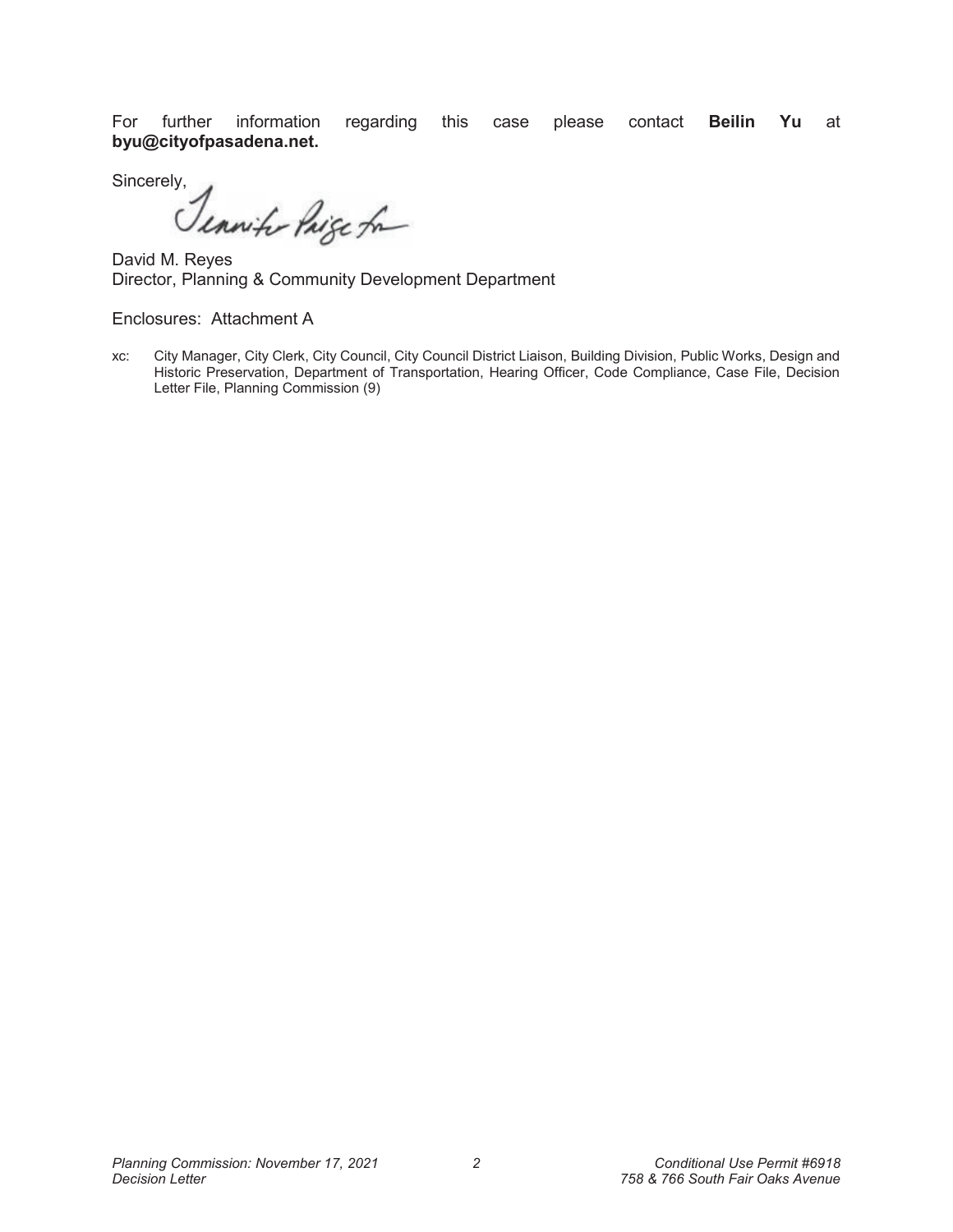For further information regarding this case please contact **Beilin Yu** at **byu@cityofpasadena.net.**

Sincerely,

Jennifer Paige for

David M. Reyes
Director, Planning & Community Development Department

Enclosures: Attachment A

xc: City Manager, City Clerk, City Council, City Council District Liaison, Building Division, Public Works, Design and Historic Preservation, Department of Transportation, Hearing Officer, Code Compliance, Case File, Decision Letter File, Planning Commission (9)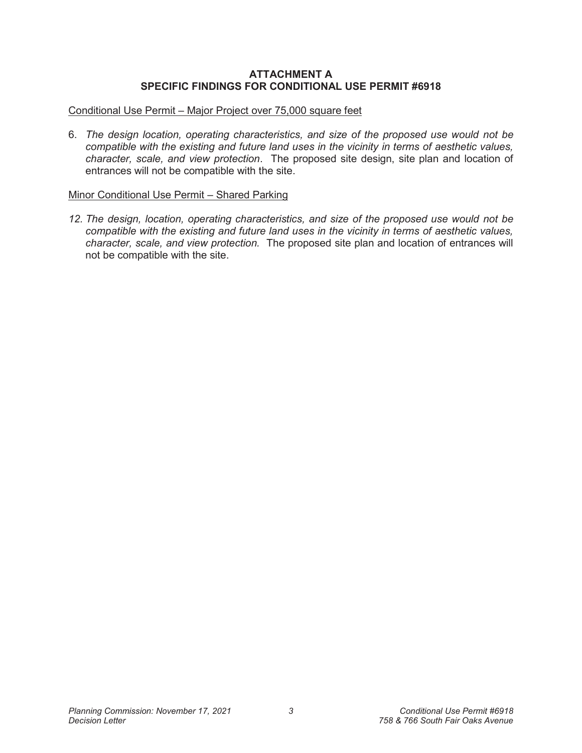**ATTACHMENT A**
**SPECIFIC FINDINGS FOR CONDITIONAL USE PERMIT #6918**

Conditional Use Permit – Major Project over 75,000 square feet

6. *The design location, operating characteristics, and size of the proposed use would not be compatible with the existing and future land uses in the vicinity in terms of aesthetic values, character, scale, and view protection*. The proposed site design, site plan and location of entrances will not be compatible with the site.

Minor Conditional Use Permit – Shared Parking

12. *The design, location, operating characteristics, and size of the proposed use would not be compatible with the existing and future land uses in the vicinity in terms of aesthetic values, character, scale, and view protection.* The proposed site plan and location of entrances will not be compatible with the site.